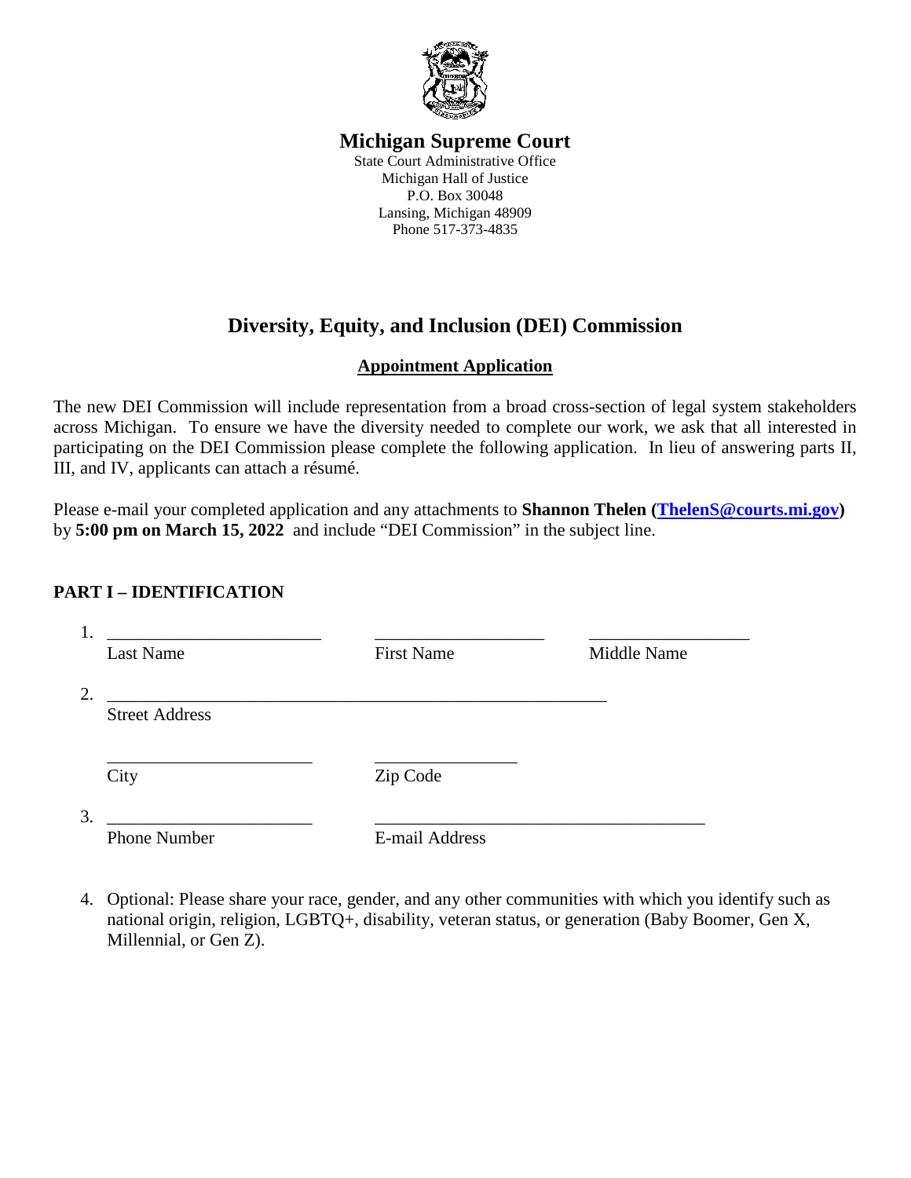# Michigan Supreme Court

State Court Administrative Office
Michigan Hall of Justice
P.O. Box 30048
Lansing, Michigan 48909
Phone 517-373-4835

## Diversity, Equity, and Inclusion (DEI) Commission

### Appointment Application

The new DEI Commission will include representation from a broad cross-section of legal system stakeholders across Michigan. To ensure we have the diversity needed to complete our work, we ask that all interested in participating on the DEI Commission please complete the following application. In lieu of answering parts II, III, and IV, applicants can attach a résumé.

Please e-mail your completed application and any attachments to **Shannon Thelen (ThelenS@courts.mi.gov)** by **5:00 pm on March 15, 2022** and include "DEI Commission" in the subject line.

### PART I – IDENTIFICATION

1. ________________________ ___________________ __________________
   Last Name First Name Middle Name

2. ________________________________________________________
   Street Address

   ________________________ _________________
   City Zip Code

3. ________________________ ________________________________________
   Phone Number E-mail Address

4. Optional: Please share your race, gender, and any other communities with which you identify such as national origin, religion, LGBTQ+, disability, veteran status, or generation (Baby Boomer, Gen X, Millennial, or Gen Z).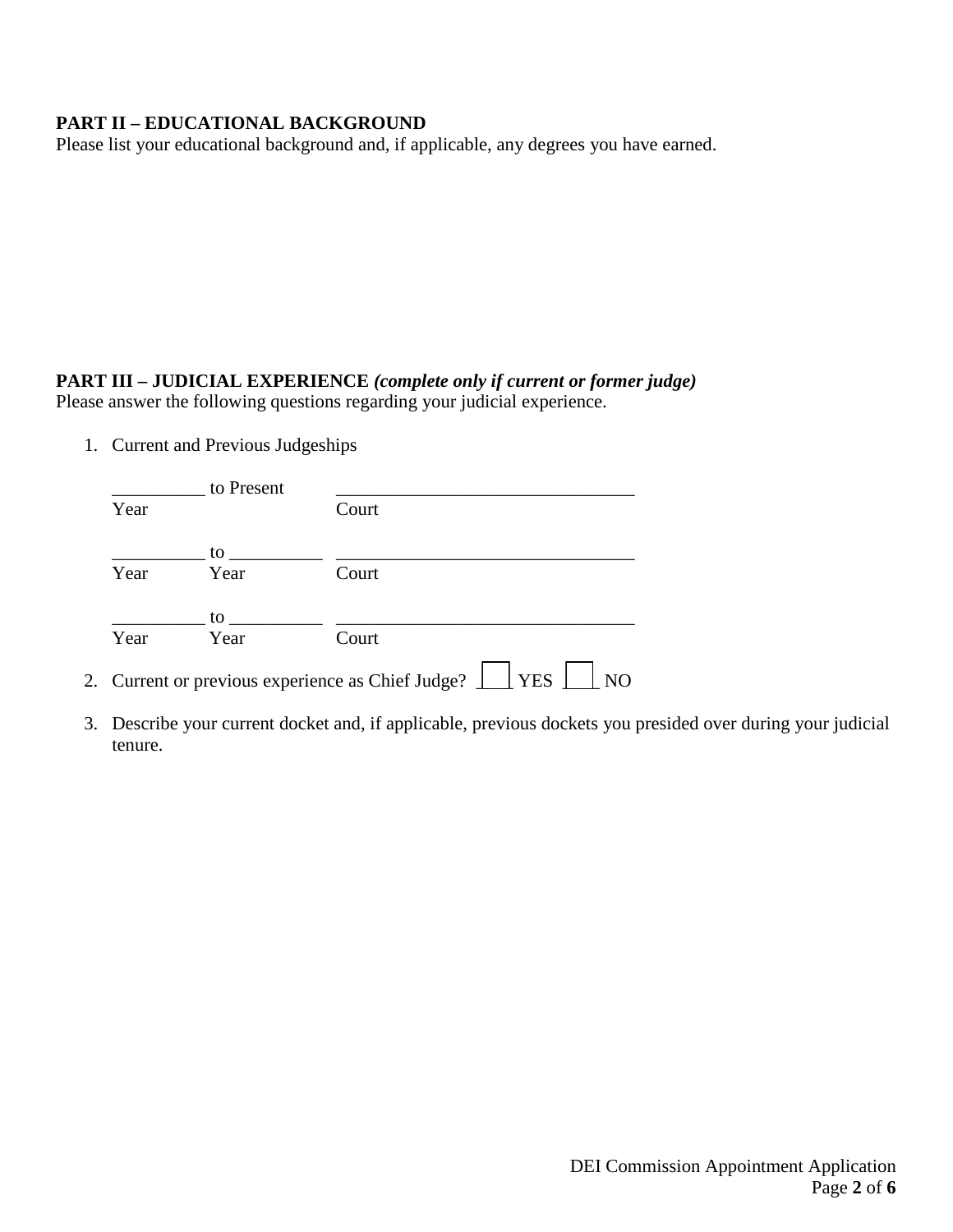**PART II – EDUCATIONAL BACKGROUND**
Please list your educational background and, if applicable, any degrees you have earned.

**PART III – JUDICIAL EXPERIENCE** ***(complete only if current or former judge)***
Please answer the following questions regarding your judicial experience.

1. Current and Previous Judgeships

   __________ to Present        ________________________________
   Year                                        Court

   __________ to __________   ________________________________
   Year           Year                     Court

   __________ to __________   ________________________________
   Year           Year                     Court

2. Current or previous experience as Chief Judge? ☐ YES ☐ NO

3. Describe your current docket and, if applicable, previous dockets you presided over during your judicial tenure.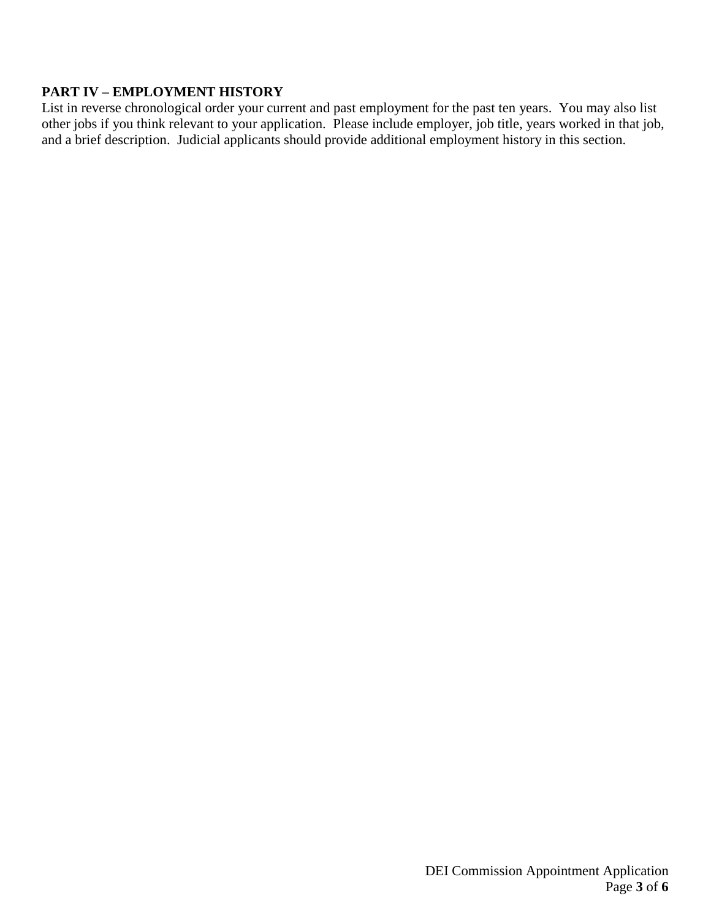**PART IV – EMPLOYMENT HISTORY**

List in reverse chronological order your current and past employment for the past ten years. You may also list other jobs if you think relevant to your application. Please include employer, job title, years worked in that job, and a brief description. Judicial applicants should provide additional employment history in this section.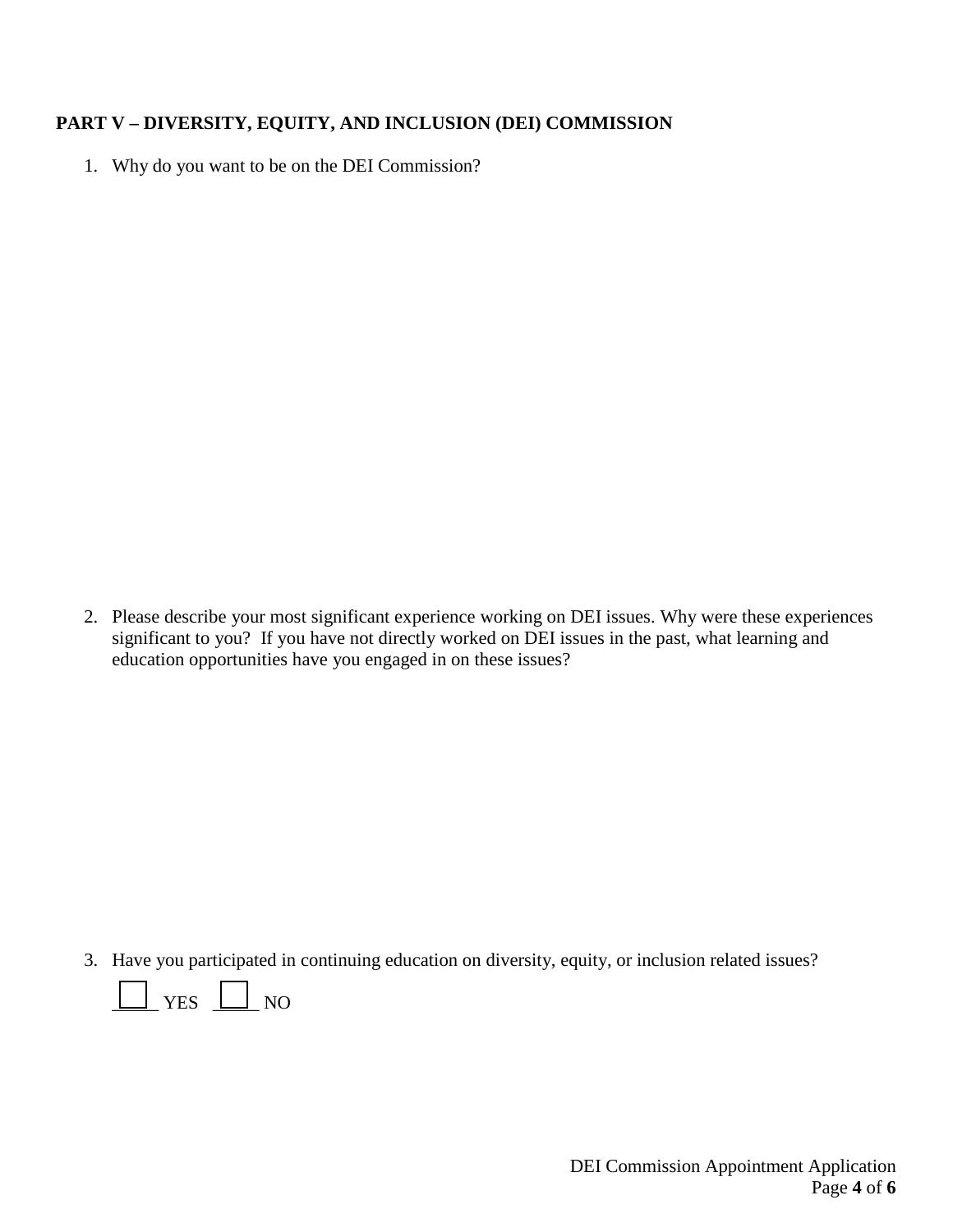**PART V – DIVERSITY, EQUITY, AND INCLUSION (DEI) COMMISSION**

1. Why do you want to be on the DEI Commission?

2. Please describe your most significant experience working on DEI issues. Why were these experiences significant to you? If you have not directly worked on DEI issues in the past, what learning and education opportunities have you engaged in on these issues?

3. Have you participated in continuing education on diversity, equity, or inclusion related issues?

   ☐ YES ☐ NO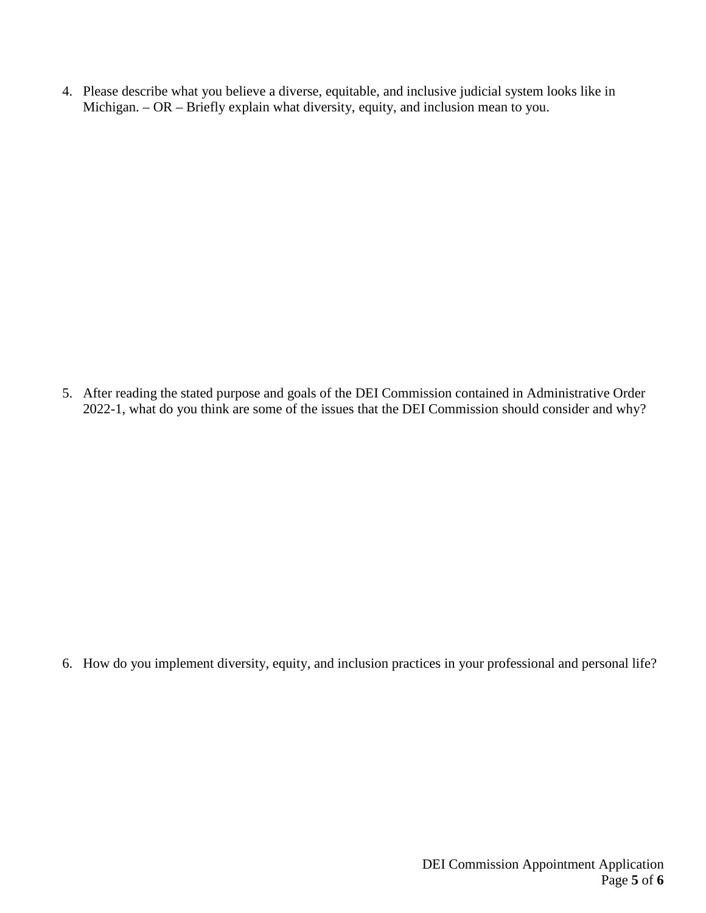4. Please describe what you believe a diverse, equitable, and inclusive judicial system looks like in Michigan. – OR – Briefly explain what diversity, equity, and inclusion mean to you.

5. After reading the stated purpose and goals of the DEI Commission contained in Administrative Order 2022-1, what do you think are some of the issues that the DEI Commission should consider and why?

6. How do you implement diversity, equity, and inclusion practices in your professional and personal life?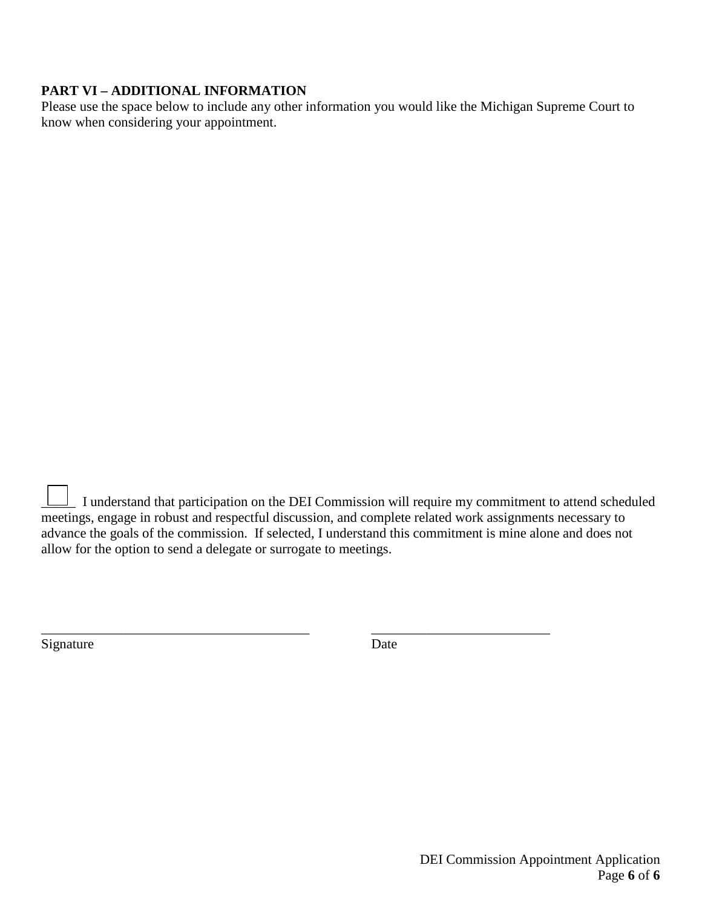**PART VI – ADDITIONAL INFORMATION**

Please use the space below to include any other information you would like the Michigan Supreme Court to know when considering your appointment.

☐ I understand that participation on the DEI Commission will require my commitment to attend scheduled meetings, engage in robust and respectful discussion, and complete related work assignments necessary to advance the goals of the commission. If selected, I understand this commitment is mine alone and does not allow for the option to send a delegate or surrogate to meetings.

_______________________________________ Signature

__________________________ Date